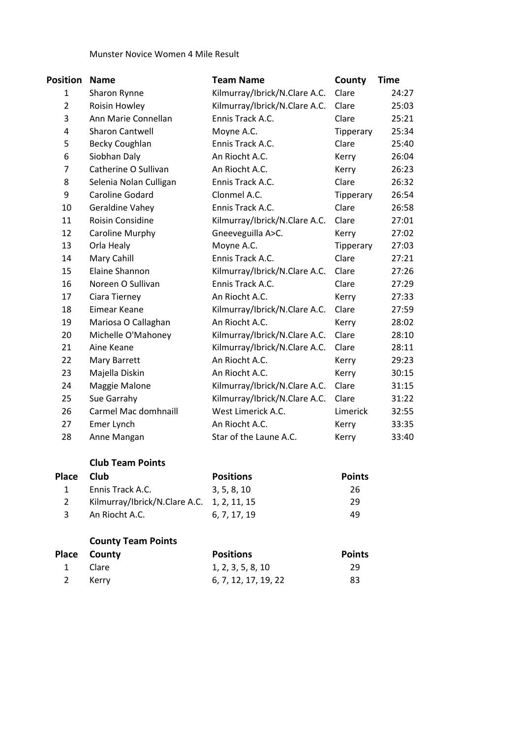Munster Novice Women 4 Mile Result

| Position | Name | Team Name | County | Time |
|---|---|---|---|---|
| 1 | Sharon Rynne | Kilmurray/Ibrick/N.Clare A.C. | Clare | 24:27 |
| 2 | Roisin Howley | Kilmurray/Ibrick/N.Clare A.C. | Clare | 25:03 |
| 3 | Ann Marie Connellan | Ennis Track A.C. | Clare | 25:21 |
| 4 | Sharon Cantwell | Moyne A.C. | Tipperary | 25:34 |
| 5 | Becky Coughlan | Ennis Track A.C. | Clare | 25:40 |
| 6 | Siobhan Daly | An Riocht A.C. | Kerry | 26:04 |
| 7 | Catherine O Sullivan | An Riocht A.C. | Kerry | 26:23 |
| 8 | Selenia Nolan Culligan | Ennis Track A.C. | Clare | 26:32 |
| 9 | Caroline Godard | Clonmel A.C. | Tipperary | 26:54 |
| 10 | Geraldine Vahey | Ennis Track A.C. | Clare | 26:58 |
| 11 | Roisin Considine | Kilmurray/Ibrick/N.Clare A.C. | Clare | 27:01 |
| 12 | Caroline Murphy | Gneeveguilla A>C. | Kerry | 27:02 |
| 13 | Orla Healy | Moyne A.C. | Tipperary | 27:03 |
| 14 | Mary Cahill | Ennis Track A.C. | Clare | 27:21 |
| 15 | Elaine Shannon | Kilmurray/Ibrick/N.Clare A.C. | Clare | 27:26 |
| 16 | Noreen O Sullivan | Ennis Track A.C. | Clare | 27:29 |
| 17 | Ciara Tierney | An Riocht A.C. | Kerry | 27:33 |
| 18 | Eimear Keane | Kilmurray/Ibrick/N.Clare A.C. | Clare | 27:59 |
| 19 | Mariosa O Callaghan | An Riocht A.C. | Kerry | 28:02 |
| 20 | Michelle O'Mahoney | Kilmurray/Ibrick/N.Clare A.C. | Clare | 28:10 |
| 21 | Aine Keane | Kilmurray/Ibrick/N.Clare A.C. | Clare | 28:11 |
| 22 | Mary Barrett | An Riocht A.C. | Kerry | 29:23 |
| 23 | Majella Diskin | An Riocht A.C. | Kerry | 30:15 |
| 24 | Maggie Malone | Kilmurray/Ibrick/N.Clare A.C. | Clare | 31:15 |
| 25 | Sue Garrahy | Kilmurray/Ibrick/N.Clare A.C. | Clare | 31:22 |
| 26 | Carmel Mac domhnaill | West Limerick A.C. | Limerick | 32:55 |
| 27 | Emer Lynch | An Riocht A.C. | Kerry | 33:35 |
| 28 | Anne Mangan | Star of the Laune A.C. | Kerry | 33:40 |

**Club Team Points**

| Place | Club | Positions | Points |
|---|---|---|---|
| 1 | Ennis Track A.C. | 3, 5, 8, 10 | 26 |
| 2 | Kilmurray/Ibrick/N.Clare A.C. | 1, 2, 11, 15 | 29 |
| 3 | An Riocht A.C. | 6, 7, 17, 19 | 49 |

**County Team Points**

| Place | County | Positions | Points |
|---|---|---|---|
| 1 | Clare | 1, 2, 3, 5, 8, 10 | 29 |
| 2 | Kerry | 6, 7, 12, 17, 19, 22 | 83 |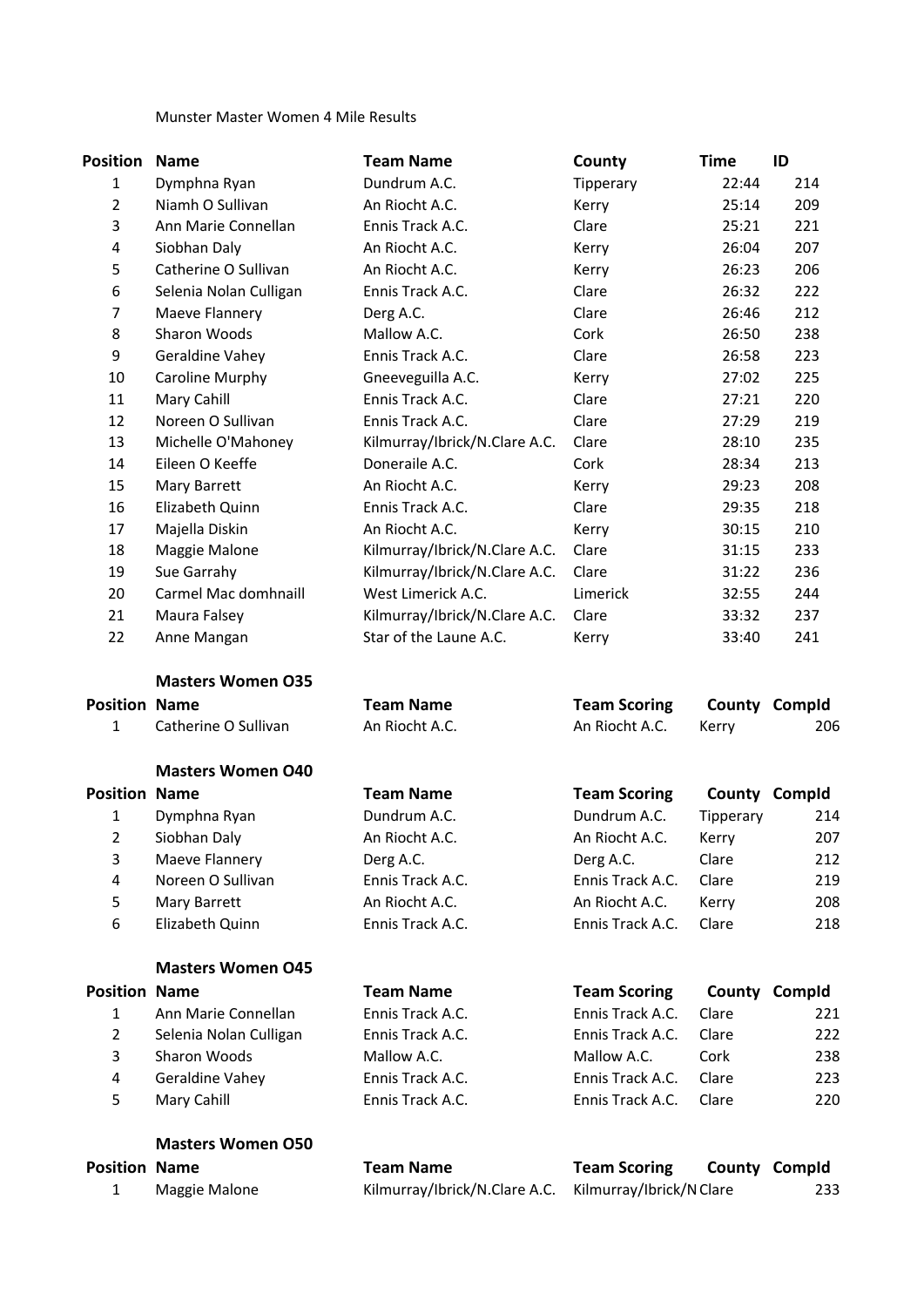Munster Master Women 4 Mile Results

| Position | Name | Team Name | County | Time | ID |
|---|---|---|---|---|---|
| 1 | Dymphna Ryan | Dundrum A.C. | Tipperary | 22:44 | 214 |
| 2 | Niamh O Sullivan | An Riocht A.C. | Kerry | 25:14 | 209 |
| 3 | Ann Marie Connellan | Ennis Track A.C. | Clare | 25:21 | 221 |
| 4 | Siobhan Daly | An Riocht A.C. | Kerry | 26:04 | 207 |
| 5 | Catherine O Sullivan | An Riocht A.C. | Kerry | 26:23 | 206 |
| 6 | Selenia Nolan Culligan | Ennis Track A.C. | Clare | 26:32 | 222 |
| 7 | Maeve Flannery | Derg A.C. | Clare | 26:46 | 212 |
| 8 | Sharon Woods | Mallow A.C. | Cork | 26:50 | 238 |
| 9 | Geraldine Vahey | Ennis Track A.C. | Clare | 26:58 | 223 |
| 10 | Caroline Murphy | Gneeveguilla A.C. | Kerry | 27:02 | 225 |
| 11 | Mary Cahill | Ennis Track A.C. | Clare | 27:21 | 220 |
| 12 | Noreen O Sullivan | Ennis Track A.C. | Clare | 27:29 | 219 |
| 13 | Michelle O'Mahoney | Kilmurray/Ibrick/N.Clare A.C. | Clare | 28:10 | 235 |
| 14 | Eileen O Keeffe | Doneraile A.C. | Cork | 28:34 | 213 |
| 15 | Mary Barrett | An Riocht A.C. | Kerry | 29:23 | 208 |
| 16 | Elizabeth Quinn | Ennis Track A.C. | Clare | 29:35 | 218 |
| 17 | Majella Diskin | An Riocht A.C. | Kerry | 30:15 | 210 |
| 18 | Maggie Malone | Kilmurray/Ibrick/N.Clare A.C. | Clare | 31:15 | 233 |
| 19 | Sue Garrahy | Kilmurray/Ibrick/N.Clare A.C. | Clare | 31:22 | 236 |
| 20 | Carmel Mac domhnaill | West Limerick A.C. | Limerick | 32:55 | 244 |
| 21 | Maura Falsey | Kilmurray/Ibrick/N.Clare A.C. | Clare | 33:32 | 237 |
| 22 | Anne Mangan | Star of the Laune A.C. | Kerry | 33:40 | 241 |

**Masters Women O35**

| Position | Name | Team Name | Team Scoring | County | CompId |
|---|---|---|---|---|---|
| 1 | Catherine O Sullivan | An Riocht A.C. | An Riocht A.C. | Kerry | 206 |

**Masters Women O40**

| Position | Name | Team Name | Team Scoring | County | CompId |
|---|---|---|---|---|---|
| 1 | Dymphna Ryan | Dundrum A.C. | Dundrum A.C. | Tipperary | 214 |
| 2 | Siobhan Daly | An Riocht A.C. | An Riocht A.C. | Kerry | 207 |
| 3 | Maeve Flannery | Derg A.C. | Derg A.C. | Clare | 212 |
| 4 | Noreen O Sullivan | Ennis Track A.C. | Ennis Track A.C. | Clare | 219 |
| 5 | Mary Barrett | An Riocht A.C. | An Riocht A.C. | Kerry | 208 |
| 6 | Elizabeth Quinn | Ennis Track A.C. | Ennis Track A.C. | Clare | 218 |

**Masters Women O45**

| Position | Name | Team Name | Team Scoring | County | CompId |
|---|---|---|---|---|---|
| 1 | Ann Marie Connellan | Ennis Track A.C. | Ennis Track A.C. | Clare | 221 |
| 2 | Selenia Nolan Culligan | Ennis Track A.C. | Ennis Track A.C. | Clare | 222 |
| 3 | Sharon Woods | Mallow A.C. | Mallow A.C. | Cork | 238 |
| 4 | Geraldine Vahey | Ennis Track A.C. | Ennis Track A.C. | Clare | 223 |
| 5 | Mary Cahill | Ennis Track A.C. | Ennis Track A.C. | Clare | 220 |

**Masters Women O50**

| Position | Name | Team Name | Team Scoring | County | CompId |
|---|---|---|---|---|---|
| 1 | Maggie Malone | Kilmurray/Ibrick/N.Clare A.C. | Kilmurray/Ibrick/N | Clare | 233 |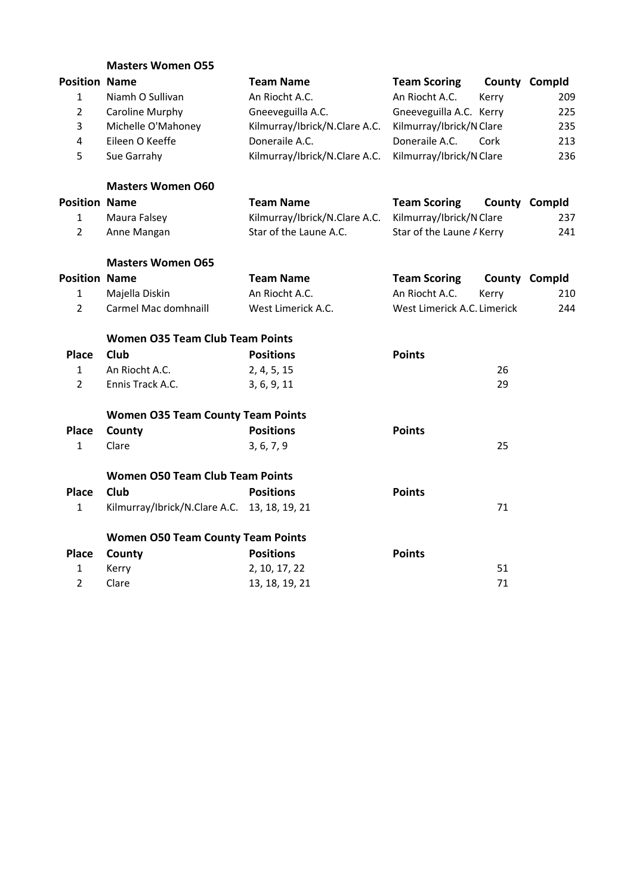### Masters Women O55

| Position | Name | Team Name | Team Scoring | County | CompId |
|---|---|---|---|---|---|
| 1 | Niamh O Sullivan | An Riocht A.C. | An Riocht A.C. | Kerry | 209 |
| 2 | Caroline Murphy | Gneeveguilla A.C. | Gneeveguilla A.C. | Kerry | 225 |
| 3 | Michelle O'Mahoney | Kilmurray/Ibrick/N.Clare A.C. | Kilmurray/Ibrick/N | Clare | 235 |
| 4 | Eileen O Keeffe | Doneraile A.C. | Doneraile A.C. | Cork | 213 |
| 5 | Sue Garrahy | Kilmurray/Ibrick/N.Clare A.C. | Kilmurray/Ibrick/N | Clare | 236 |

### Masters Women O60

| Position | Name | Team Name | Team Scoring | County | CompId |
|---|---|---|---|---|---|
| 1 | Maura Falsey | Kilmurray/Ibrick/N.Clare A.C. | Kilmurray/Ibrick/N | Clare | 237 |
| 2 | Anne Mangan | Star of the Laune A.C. | Star of the Laune A | Kerry | 241 |

### Masters Women O65

| Position | Name | Team Name | Team Scoring | County | CompId |
|---|---|---|---|---|---|
| 1 | Majella Diskin | An Riocht A.C. | An Riocht A.C. | Kerry | 210 |
| 2 | Carmel Mac domhnaill | West Limerick A.C. | West Limerick A.C. | Limerick | 244 |

### Women O35 Team Club Team Points

| Place | Club | Positions | Points |
|---|---|---|---|
| 1 | An Riocht A.C. | 2, 4, 5, 15 | 26 |
| 2 | Ennis Track A.C. | 3, 6, 9, 11 | 29 |

### Women O35 Team County Team Points

| Place | County | Positions | Points |
|---|---|---|---|
| 1 | Clare | 3, 6, 7, 9 | 25 |

### Women O50 Team Club Team Points

| Place | Club | Positions | Points |
|---|---|---|---|
| 1 | Kilmurray/Ibrick/N.Clare A.C. | 13, 18, 19, 21 | 71 |

### Women O50 Team County Team Points

| Place | County | Positions | Points |
|---|---|---|---|
| 1 | Kerry | 2, 10, 17, 22 | 51 |
| 2 | Clare | 13, 18, 19, 21 | 71 |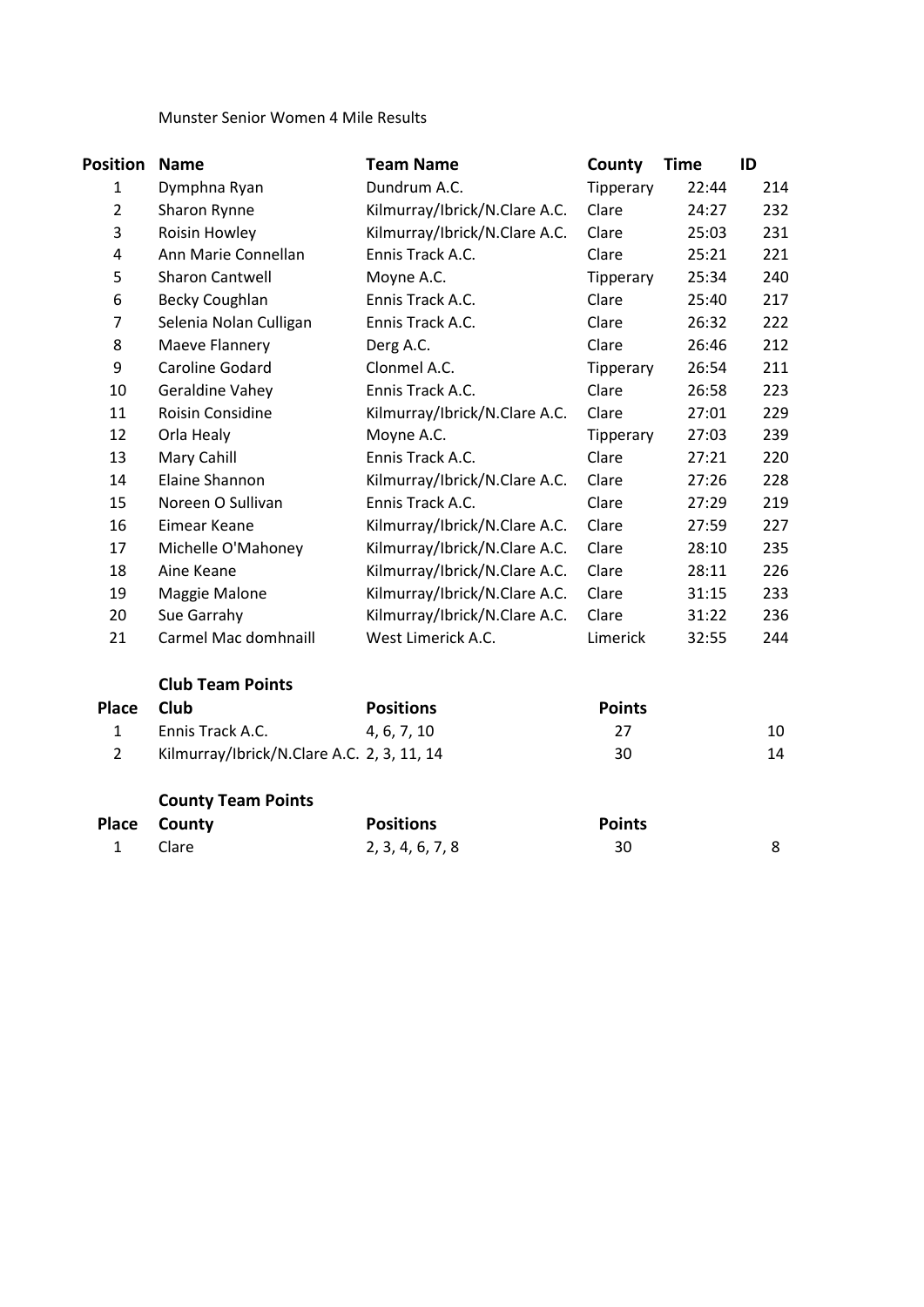Munster Senior Women 4 Mile Results

| Position | Name | Team Name | County | Time | ID |
|---|---|---|---|---|---|
| 1 | Dymphna Ryan | Dundrum A.C. | Tipperary | 22:44 | 214 |
| 2 | Sharon Rynne | Kilmurray/Ibrick/N.Clare A.C. | Clare | 24:27 | 232 |
| 3 | Roisin Howley | Kilmurray/Ibrick/N.Clare A.C. | Clare | 25:03 | 231 |
| 4 | Ann Marie Connellan | Ennis Track A.C. | Clare | 25:21 | 221 |
| 5 | Sharon Cantwell | Moyne A.C. | Tipperary | 25:34 | 240 |
| 6 | Becky Coughlan | Ennis Track A.C. | Clare | 25:40 | 217 |
| 7 | Selenia Nolan Culligan | Ennis Track A.C. | Clare | 26:32 | 222 |
| 8 | Maeve Flannery | Derg A.C. | Clare | 26:46 | 212 |
| 9 | Caroline Godard | Clonmel A.C. | Tipperary | 26:54 | 211 |
| 10 | Geraldine Vahey | Ennis Track A.C. | Clare | 26:58 | 223 |
| 11 | Roisin Considine | Kilmurray/Ibrick/N.Clare A.C. | Clare | 27:01 | 229 |
| 12 | Orla Healy | Moyne A.C. | Tipperary | 27:03 | 239 |
| 13 | Mary Cahill | Ennis Track A.C. | Clare | 27:21 | 220 |
| 14 | Elaine Shannon | Kilmurray/Ibrick/N.Clare A.C. | Clare | 27:26 | 228 |
| 15 | Noreen O Sullivan | Ennis Track A.C. | Clare | 27:29 | 219 |
| 16 | Eimear Keane | Kilmurray/Ibrick/N.Clare A.C. | Clare | 27:59 | 227 |
| 17 | Michelle O'Mahoney | Kilmurray/Ibrick/N.Clare A.C. | Clare | 28:10 | 235 |
| 18 | Aine Keane | Kilmurray/Ibrick/N.Clare A.C. | Clare | 28:11 | 226 |
| 19 | Maggie Malone | Kilmurray/Ibrick/N.Clare A.C. | Clare | 31:15 | 233 |
| 20 | Sue Garrahy | Kilmurray/Ibrick/N.Clare A.C. | Clare | 31:22 | 236 |
| 21 | Carmel Mac domhnaill | West Limerick A.C. | Limerick | 32:55 | 244 |

**Club Team Points**

| Place | Club | Positions | Points | |
|---|---|---|---|---|
| 1 | Ennis Track A.C. | 4, 6, 7, 10 | 27 | 10 |
| 2 | Kilmurray/Ibrick/N.Clare A.C. | 2, 3, 11, 14 | 30 | 14 |

**County Team Points**

| Place | County | Positions | Points | |
|---|---|---|---|---|
| 1 | Clare | 2, 3, 4, 6, 7, 8 | 30 | 8 |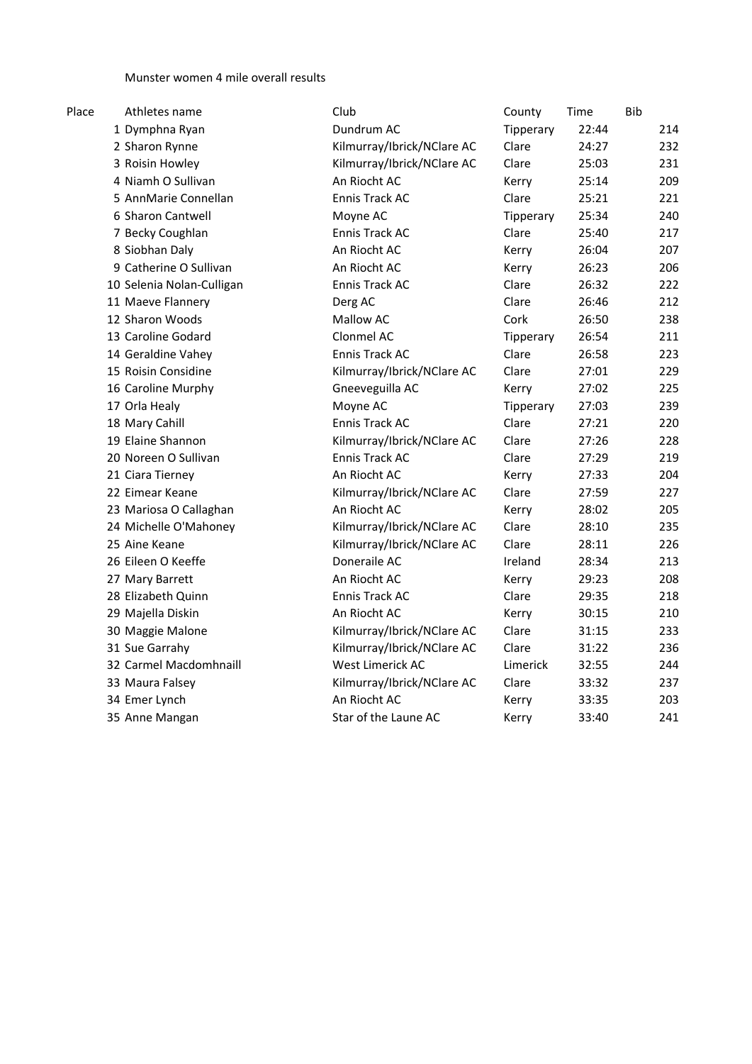Munster women 4 mile overall results

| Place | Athletes name | Club | County | Time | Bib |
|---|---|---|---|---|---|
| 1 | Dymphna Ryan | Dundrum AC | Tipperary | 22:44 | 214 |
| 2 | Sharon Rynne | Kilmurray/Ibrick/NClare AC | Clare | 24:27 | 232 |
| 3 | Roisin Howley | Kilmurray/Ibrick/NClare AC | Clare | 25:03 | 231 |
| 4 | Niamh O Sullivan | An Riocht AC | Kerry | 25:14 | 209 |
| 5 | AnnMarie Connellan | Ennis Track AC | Clare | 25:21 | 221 |
| 6 | Sharon Cantwell | Moyne AC | Tipperary | 25:34 | 240 |
| 7 | Becky Coughlan | Ennis Track AC | Clare | 25:40 | 217 |
| 8 | Siobhan Daly | An Riocht AC | Kerry | 26:04 | 207 |
| 9 | Catherine O Sullivan | An Riocht AC | Kerry | 26:23 | 206 |
| 10 | Selenia Nolan-Culligan | Ennis Track AC | Clare | 26:32 | 222 |
| 11 | Maeve Flannery | Derg AC | Clare | 26:46 | 212 |
| 12 | Sharon Woods | Mallow AC | Cork | 26:50 | 238 |
| 13 | Caroline Godard | Clonmel AC | Tipperary | 26:54 | 211 |
| 14 | Geraldine Vahey | Ennis Track AC | Clare | 26:58 | 223 |
| 15 | Roisin Considine | Kilmurray/Ibrick/NClare AC | Clare | 27:01 | 229 |
| 16 | Caroline Murphy | Gneeveguilla AC | Kerry | 27:02 | 225 |
| 17 | Orla Healy | Moyne AC | Tipperary | 27:03 | 239 |
| 18 | Mary Cahill | Ennis Track AC | Clare | 27:21 | 220 |
| 19 | Elaine Shannon | Kilmurray/Ibrick/NClare AC | Clare | 27:26 | 228 |
| 20 | Noreen O Sullivan | Ennis Track AC | Clare | 27:29 | 219 |
| 21 | Ciara Tierney | An Riocht AC | Kerry | 27:33 | 204 |
| 22 | Eimear Keane | Kilmurray/Ibrick/NClare AC | Clare | 27:59 | 227 |
| 23 | Mariosa O Callaghan | An Riocht AC | Kerry | 28:02 | 205 |
| 24 | Michelle O'Mahoney | Kilmurray/Ibrick/NClare AC | Clare | 28:10 | 235 |
| 25 | Aine Keane | Kilmurray/Ibrick/NClare AC | Clare | 28:11 | 226 |
| 26 | Eileen O Keeffe | Doneraile AC | Ireland | 28:34 | 213 |
| 27 | Mary Barrett | An Riocht AC | Kerry | 29:23 | 208 |
| 28 | Elizabeth Quinn | Ennis Track AC | Clare | 29:35 | 218 |
| 29 | Majella Diskin | An Riocht AC | Kerry | 30:15 | 210 |
| 30 | Maggie Malone | Kilmurray/Ibrick/NClare AC | Clare | 31:15 | 233 |
| 31 | Sue Garrahy | Kilmurray/Ibrick/NClare AC | Clare | 31:22 | 236 |
| 32 | Carmel Macdomhnaill | West Limerick AC | Limerick | 32:55 | 244 |
| 33 | Maura Falsey | Kilmurray/Ibrick/NClare AC | Clare | 33:32 | 237 |
| 34 | Emer Lynch | An Riocht AC | Kerry | 33:35 | 203 |
| 35 | Anne Mangan | Star of the Laune AC | Kerry | 33:40 | 241 |